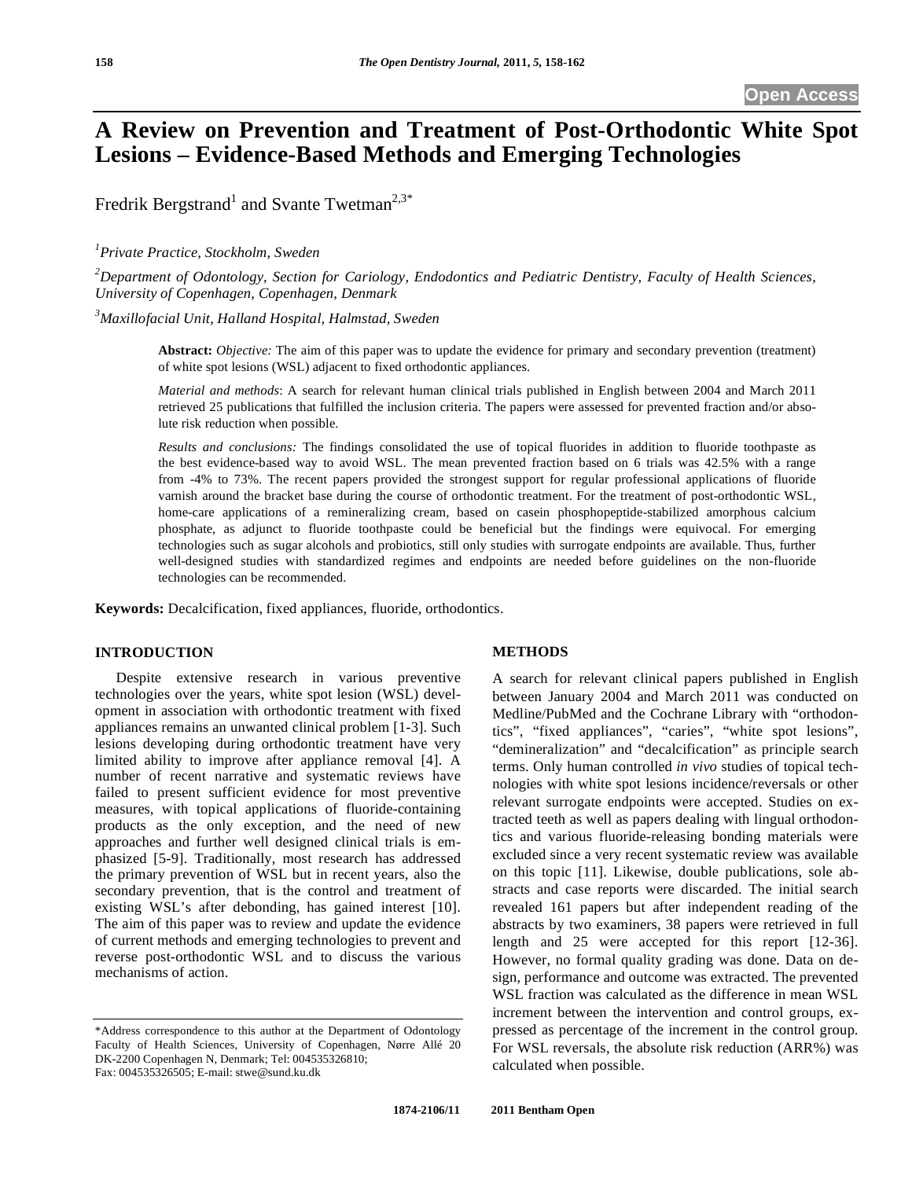# A Review on Prevention and Treatment of Post-Orthodontic White Spot Lesions – Evidence-Based Methods and Emerging Technologies

Fredrik Bergstrand[1] and Svante Twetman[2,3,*]

[1] *Private Practice, Stockholm, Sweden*

[2] *Department of Odontology, Section for Cariology, Endodontics and Pediatric Dentistry, Faculty of Health Sciences, University of Copenhagen, Copenhagen, Denmark*

[3] *Maxillofacial Unit, Halland Hospital, Halmstad, Sweden*

**Abstract:** *Objective:* The aim of this paper was to update the evidence for primary and secondary prevention (treatment) of white spot lesions (WSL) adjacent to fixed orthodontic appliances.

*Material and methods*: A search for relevant human clinical trials published in English between 2004 and March 2011 retrieved 25 publications that fulfilled the inclusion criteria. The papers were assessed for prevented fraction and/or absolute risk reduction when possible.

*Results and conclusions:* The findings consolidated the use of topical fluorides in addition to fluoride toothpaste as the best evidence-based way to avoid WSL. The mean prevented fraction based on 6 trials was 42.5% with a range from -4% to 73%. The recent papers provided the strongest support for regular professional applications of fluoride varnish around the bracket base during the course of orthodontic treatment. For the treatment of post-orthodontic WSL, home-care applications of a remineralizing cream, based on casein phosphopeptide-stabilized amorphous calcium phosphate, as adjunct to fluoride toothpaste could be beneficial but the findings were equivocal. For emerging technologies such as sugar alcohols and probiotics, still only studies with surrogate endpoints are available. Thus, further well-designed studies with standardized regimes and endpoints are needed before guidelines on the non-fluoride technologies can be recommended.

**Keywords:** Decalcification, fixed appliances, fluoride, orthodontics.

## INTRODUCTION

Despite extensive research in various preventive technologies over the years, white spot lesion (WSL) development in association with orthodontic treatment with fixed appliances remains an unwanted clinical problem [1-3]. Such lesions developing during orthodontic treatment have very limited ability to improve after appliance removal [4]. A number of recent narrative and systematic reviews have failed to present sufficient evidence for most preventive measures, with topical applications of fluoride-containing products as the only exception, and the need of new approaches and further well designed clinical trials is emphasized [5-9]. Traditionally, most research has addressed the primary prevention of WSL but in recent years, also the secondary prevention, that is the control and treatment of existing WSL's after debonding, has gained interest [10]. The aim of this paper was to review and update the evidence of current methods and emerging technologies to prevent and reverse post-orthodontic WSL and to discuss the various mechanisms of action.

\*Address correspondence to this author at the Department of Odontology Faculty of Health Sciences, University of Copenhagen, Nørre Allé 20 DK-2200 Copenhagen N, Denmark; Tel: 004535326810; Fax: 004535326505; E-mail: stwe@sund.ku.dk

## METHODS

A search for relevant clinical papers published in English between January 2004 and March 2011 was conducted on Medline/PubMed and the Cochrane Library with "orthodontics", "fixed appliances", "caries", "white spot lesions", "demineralization" and "decalcification" as principle search terms. Only human controlled *in vivo* studies of topical technologies with white spot lesions incidence/reversals or other relevant surrogate endpoints were accepted. Studies on extracted teeth as well as papers dealing with lingual orthodontics and various fluoride-releasing bonding materials were excluded since a very recent systematic review was available on this topic [11]. Likewise, double publications, sole abstracts and case reports were discarded. The initial search revealed 161 papers but after independent reading of the abstracts by two examiners, 38 papers were retrieved in full length and 25 were accepted for this report [12-36]. However, no formal quality grading was done. Data on design, performance and outcome was extracted. The prevented WSL fraction was calculated as the difference in mean WSL increment between the intervention and control groups, expressed as percentage of the increment in the control group. For WSL reversals, the absolute risk reduction (ARR%) was calculated when possible.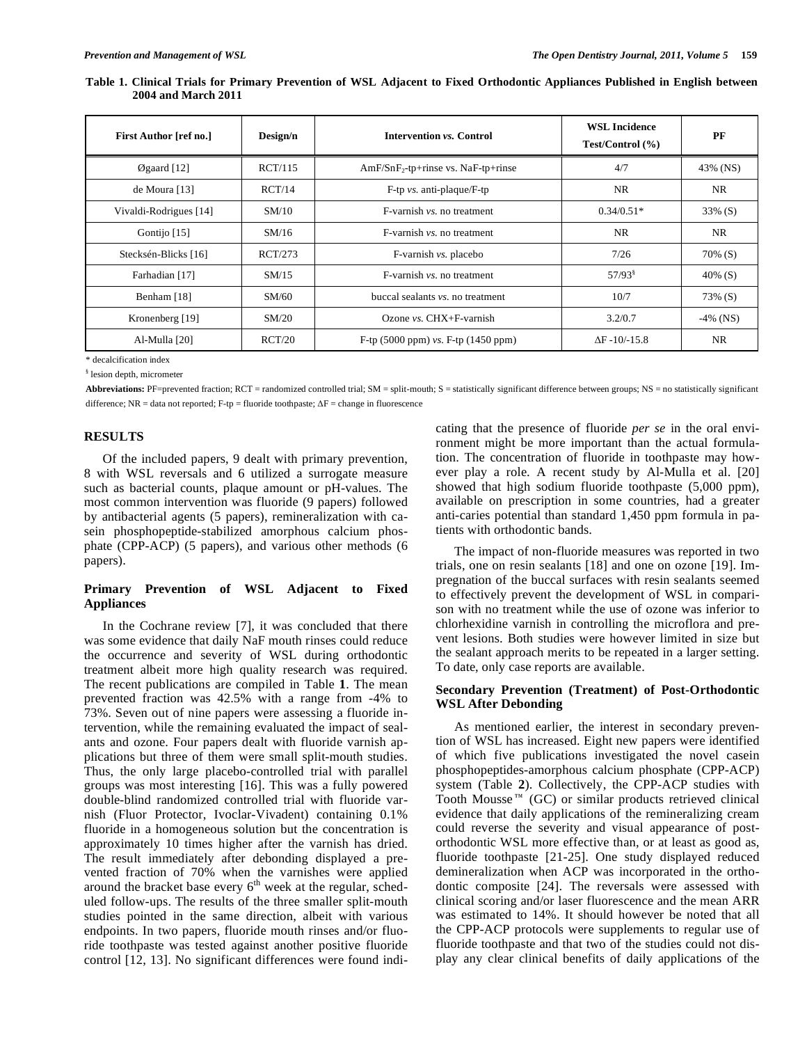**Table 1. Clinical Trials for Primary Prevention of WSL Adjacent to Fixed Orthodontic Appliances Published in English between 2004 and March 2011**

| First Author [ref no.] | Design/n | Intervention *vs.* Control | WSL Incidence Test/Control (%) | PF |
|---|---|---|---|---|
| Øgaard [12] | RCT/115 | AmF/$SnF_2$-tp+rinse vs. NaF-tp+rinse | 4/7 | 43% (NS) |
| de Moura [13] | RCT/14 | F-tp *vs.* anti-plaque/F-tp | NR | NR |
| Vivaldi-Rodrigues [14] | SM/10 | F-varnish *vs.* no treatment | 0.34/0.51* | 33% (S) |
| Gontijo [15] | SM/16 | F-varnish *vs.* no treatment | NR | NR |
| Stecksén-Blicks [16] | RCT/273 | F-varnish *vs.* placebo | 7/26 | 70% (S) |
| Farhadian [17] | SM/15 | F-varnish *vs.* no treatment | 57/93[§] | 40% (S) |
| Benham [18] | SM/60 | buccal sealants *vs.* no treatment | 10/7 | 73% (S) |
| Kronenberg [19] | SM/20 | Ozone *vs.* CHX+F-varnish | 3.2/0.7 | -4% (NS) |
| Al-Mulla [20] | RCT/20 | F-tp (5000 ppm) *vs.* F-tp (1450 ppm) | ΔF -10/-15.8 | NR |

\* decalcification index

[§] lesion depth, micrometer

**Abbreviations:** PF=prevented fraction; RCT = randomized controlled trial; SM = split-mouth; S = statistically significant difference between groups; NS = no statistically significant difference; NR = data not reported; F-tp = fluoride toothpaste; ΔF = change in fluorescence

## RESULTS

Of the included papers, 9 dealt with primary prevention, 8 with WSL reversals and 6 utilized a surrogate measure such as bacterial counts, plaque amount or pH-values. The most common intervention was fluoride (9 papers) followed by antibacterial agents (5 papers), remineralization with casein phosphopeptide-stabilized amorphous calcium phosphate (CPP-ACP) (5 papers), and various other methods (6 papers).

### Primary Prevention of WSL Adjacent to Fixed Appliances

In the Cochrane review [7], it was concluded that there was some evidence that daily NaF mouth rinses could reduce the occurrence and severity of WSL during orthodontic treatment albeit more high quality research was required. The recent publications are compiled in Table **1**. The mean prevented fraction was 42.5% with a range from -4% to 73%. Seven out of nine papers were assessing a fluoride intervention, while the remaining evaluated the impact of sealants and ozone. Four papers dealt with fluoride varnish applications but three of them were small split-mouth studies. Thus, the only large placebo-controlled trial with parallel groups was most interesting [16]. This was a fully powered double-blind randomized controlled trial with fluoride varnish (Fluor Protector, Ivoclar-Vivadent) containing 0.1% fluoride in a homogeneous solution but the concentration is approximately 10 times higher after the varnish has dried. The result immediately after debonding displayed a prevented fraction of 70% when the varnishes were applied around the bracket base every 6$^{th}$ week at the regular, scheduled follow-ups. The results of the three smaller split-mouth studies pointed in the same direction, albeit with various endpoints. In two papers, fluoride mouth rinses and/or fluoride toothpaste was tested against another positive fluoride control [12, 13]. No significant differences were found indicating that the presence of fluoride *per se* in the oral environment might be more important than the actual formulation. The concentration of fluoride in toothpaste may however play a role. A recent study by Al-Mulla et al. [20] showed that high sodium fluoride toothpaste (5,000 ppm), available on prescription in some countries, had a greater anti-caries potential than standard 1,450 ppm formula in patients with orthodontic bands.

The impact of non-fluoride measures was reported in two trials, one on resin sealants [18] and one on ozone [19]. Impregnation of the buccal surfaces with resin sealants seemed to effectively prevent the development of WSL in comparison with no treatment while the use of ozone was inferior to chlorhexidine varnish in controlling the microflora and prevent lesions. Both studies were however limited in size but the sealant approach merits to be repeated in a larger setting. To date, only case reports are available.

### Secondary Prevention (Treatment) of Post-Orthodontic WSL After Debonding

As mentioned earlier, the interest in secondary prevention of WSL has increased. Eight new papers were identified of which five publications investigated the novel casein phosphopeptides-amorphous calcium phosphate (CPP-ACP) system (Table **2**). The CPP-ACP studies with Tooth Mousse™ (GC) or similar products retrieved clinical evidence that daily applications of the remineralizing cream could reverse the severity and visual appearance of post-orthodontic WSL more effective than, or at least as good as, fluoride toothpaste [21-25]. One study displayed reduced demineralization when ACP was incorporated in the orthodontic composite [24]. The reversals were assessed with clinical scoring and/or laser fluorescence and the mean ARR was estimated to 14%. It should however be noted that all the CPP-ACP protocols were supplements to regular use of fluoride toothpaste and that two of the studies could not display any clear clinical benefits of daily applications of the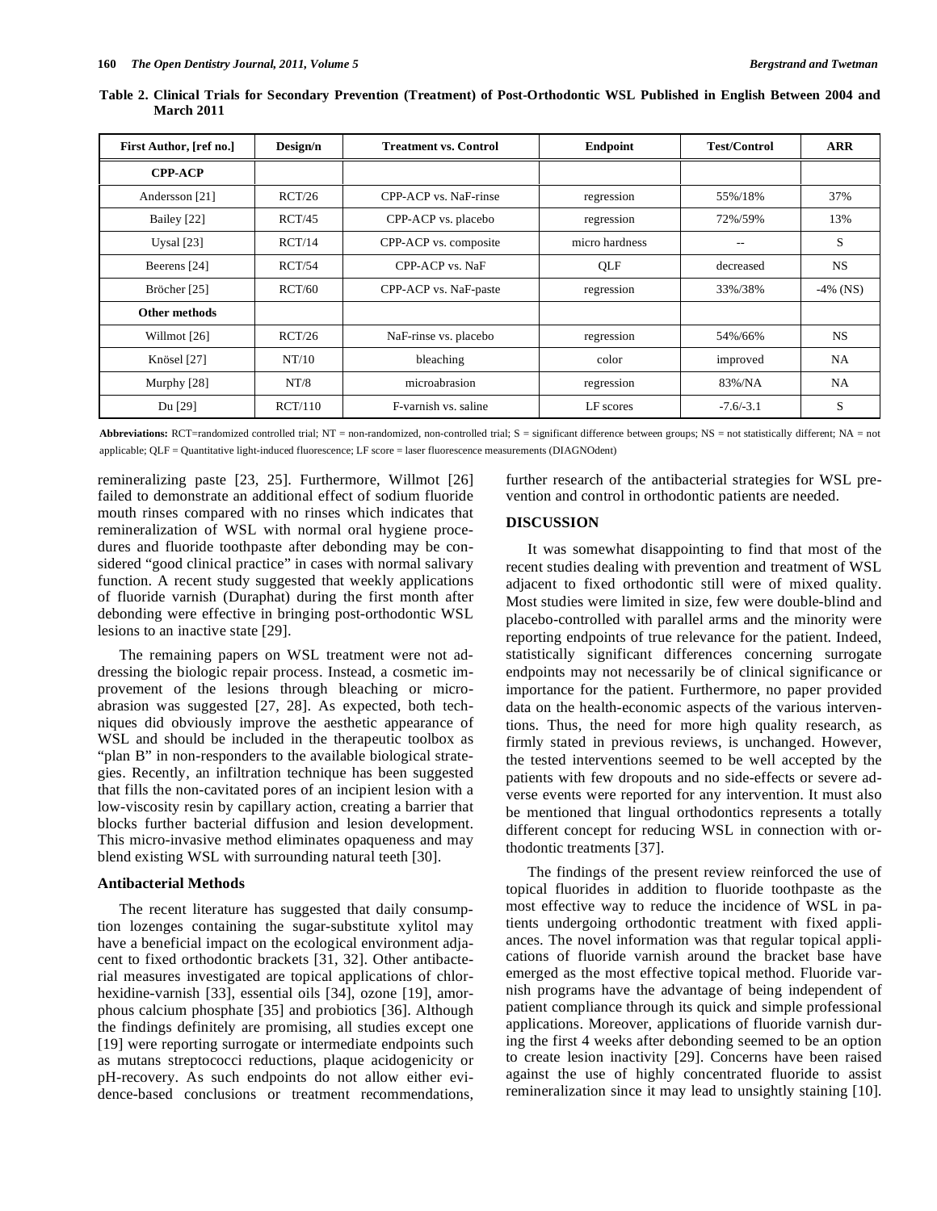**Table 2. Clinical Trials for Secondary Prevention (Treatment) of Post-Orthodontic WSL Published in English Between 2004 and March 2011**

| First Author, [ref no.] | Design/n | Treatment vs. Control | Endpoint | Test/Control | ARR |
|---|---|---|---|---|---|
| **CPP-ACP** | | | | | |
| Andersson [21] | RCT/26 | CPP-ACP vs. NaF-rinse | regression | 55%/18% | 37% |
| Bailey [22] | RCT/45 | CPP-ACP vs. placebo | regression | 72%/59% | 13% |
| Uysal [23] | RCT/14 | CPP-ACP vs. composite | micro hardness | -- | S |
| Beerens [24] | RCT/54 | CPP-ACP vs. NaF | QLF | decreased | NS |
| Bröcher [25] | RCT/60 | CPP-ACP vs. NaF-paste | regression | 33%/38% | -4% (NS) |
| **Other methods** | | | | | |
| Willmot [26] | RCT/26 | NaF-rinse vs. placebo | regression | 54%/66% | NS |
| Knösel [27] | NT/10 | bleaching | color | improved | NA |
| Murphy [28] | NT/8 | microabrasion | regression | 83%/NA | NA |
| Du [29] | RCT/110 | F-varnish vs. saline | LF scores | -7.6/-3.1 | S |

**Abbreviations:** RCT=randomized controlled trial; NT = non-randomized, non-controlled trial; S = significant difference between groups; NS = not statistically different; NA = not applicable; QLF = Quantitative light-induced fluorescence; LF score = laser fluorescence measurements (DIAGNOdent)

remineralizing paste [23, 25]. Furthermore, Willmot [26] failed to demonstrate an additional effect of sodium fluoride mouth rinses compared with no rinses which indicates that remineralization of WSL with normal oral hygiene procedures and fluoride toothpaste after debonding may be considered "good clinical practice" in cases with normal salivary function. A recent study suggested that weekly applications of fluoride varnish (Duraphat) during the first month after debonding were effective in bringing post-orthodontic WSL lesions to an inactive state [29].

The remaining papers on WSL treatment were not addressing the biologic repair process. Instead, a cosmetic improvement of the lesions through bleaching or microabrasion was suggested [27, 28]. As expected, both techniques did obviously improve the aesthetic appearance of WSL and should be included in the therapeutic toolbox as "plan B" in non-responders to the available biological strategies. Recently, an infiltration technique has been suggested that fills the non-cavitated pores of an incipient lesion with a low-viscosity resin by capillary action, creating a barrier that blocks further bacterial diffusion and lesion development. This micro-invasive method eliminates opaqueness and may blend existing WSL with surrounding natural teeth [30].

### Antibacterial Methods

The recent literature has suggested that daily consumption lozenges containing the sugar-substitute xylitol may have a beneficial impact on the ecological environment adjacent to fixed orthodontic brackets [31, 32]. Other antibacterial measures investigated are topical applications of chlorhexidine-varnish [33], essential oils [34], ozone [19], amorphous calcium phosphate [35] and probiotics [36]. Although the findings definitely are promising, all studies except one [19] were reporting surrogate or intermediate endpoints such as mutans streptococci reductions, plaque acidogenicity or pH-recovery. As such endpoints do not allow either evidence-based conclusions or treatment recommendations, further research of the antibacterial strategies for WSL prevention and control in orthodontic patients are needed.

## DISCUSSION

It was somewhat disappointing to find that most of the recent studies dealing with prevention and treatment of WSL adjacent to fixed orthodontic still were of mixed quality. Most studies were limited in size, few were double-blind and placebo-controlled with parallel arms and the minority were reporting endpoints of true relevance for the patient. Indeed, statistically significant differences concerning surrogate endpoints may not necessarily be of clinical significance or importance for the patient. Furthermore, no paper provided data on the health-economic aspects of the various interventions. Thus, the need for more high quality research, as firmly stated in previous reviews, is unchanged. However, the tested interventions seemed to be well accepted by the patients with few dropouts and no side-effects or severe adverse events were reported for any intervention. It must also be mentioned that lingual orthodontics represents a totally different concept for reducing WSL in connection with orthodontic treatments [37].

The findings of the present review reinforced the use of topical fluorides in addition to fluoride toothpaste as the most effective way to reduce the incidence of WSL in patients undergoing orthodontic treatment with fixed appliances. The novel information was that regular topical applications of fluoride varnish around the bracket base have emerged as the most effective topical method. Fluoride varnish programs have the advantage of being independent of patient compliance through its quick and simple professional applications. Moreover, applications of fluoride varnish during the first 4 weeks after debonding seemed to be an option to create lesion inactivity [29]. Concerns have been raised against the use of highly concentrated fluoride to assist remineralization since it may lead to unsightly staining [10].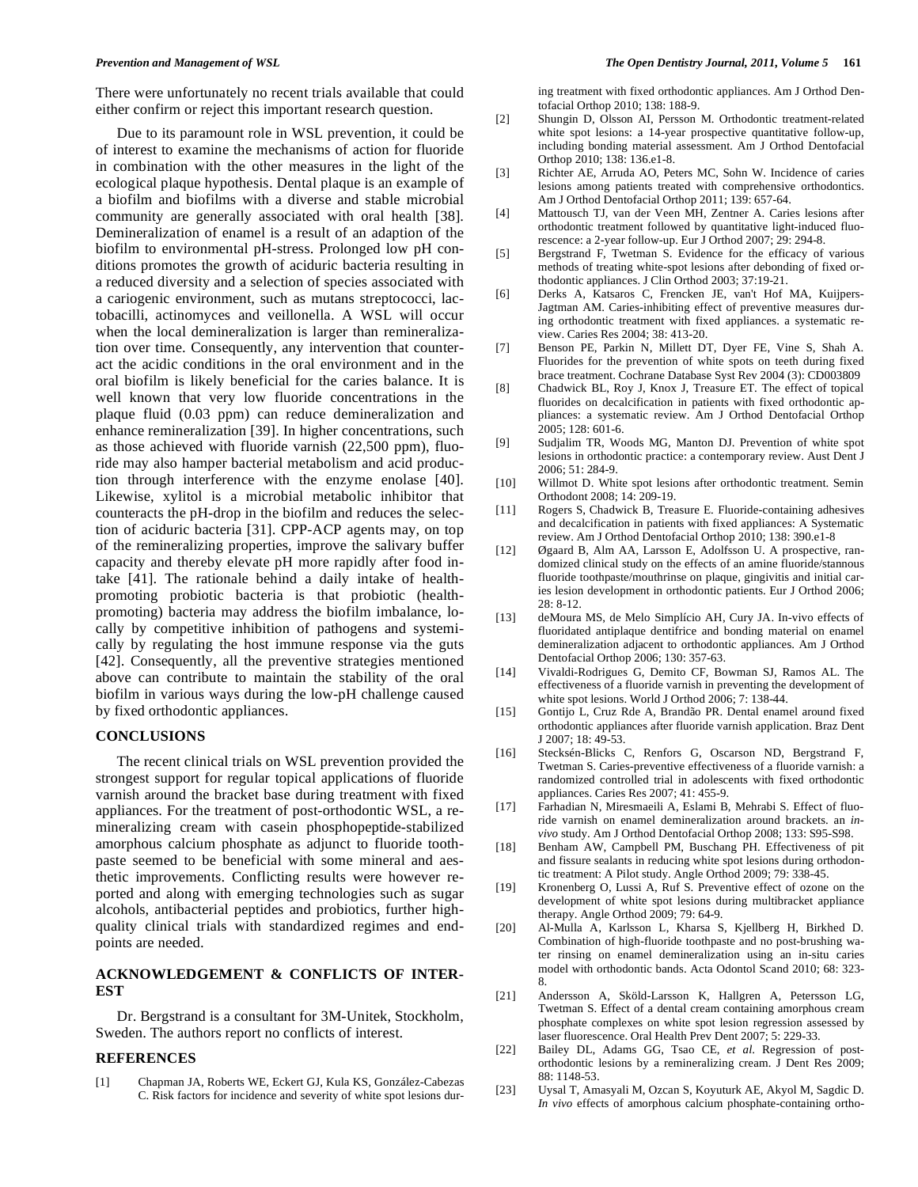There were unfortunately no recent trials available that could either confirm or reject this important research question.

Due to its paramount role in WSL prevention, it could be of interest to examine the mechanisms of action for fluoride in combination with the other measures in the light of the ecological plaque hypothesis. Dental plaque is an example of a biofilm and biofilms with a diverse and stable microbial community are generally associated with oral health [38]. Demineralization of enamel is a result of an adaption of the biofilm to environmental pH-stress. Prolonged low pH conditions promotes the growth of aciduric bacteria resulting in a reduced diversity and a selection of species associated with a cariogenic environment, such as mutans streptococci, lactobacilli, actinomyces and veillonella. A WSL will occur when the local demineralization is larger than remineralization over time. Consequently, any intervention that counteract the acidic conditions in the oral environment and in the oral biofilm is likely beneficial for the caries balance. It is well known that very low fluoride concentrations in the plaque fluid (0.03 ppm) can reduce demineralization and enhance remineralization [39]. In higher concentrations, such as those achieved with fluoride varnish (22,500 ppm), fluoride may also hamper bacterial metabolism and acid production through interference with the enzyme enolase [40]. Likewise, xylitol is a microbial metabolic inhibitor that counteracts the pH-drop in the biofilm and reduces the selection of aciduric bacteria [31]. CPP-ACP agents may, on top of the remineralizing properties, improve the salivary buffer capacity and thereby elevate pH more rapidly after food intake [41]. The rationale behind a daily intake of health-promoting probiotic bacteria is that probiotic (health-promoting) bacteria may address the biofilm imbalance, locally by competitive inhibition of pathogens and systemically by regulating the host immune response via the guts [42]. Consequently, all the preventive strategies mentioned above can contribute to maintain the stability of the oral biofilm in various ways during the low-pH challenge caused by fixed orthodontic appliances.

## CONCLUSIONS

The recent clinical trials on WSL prevention provided the strongest support for regular topical applications of fluoride varnish around the bracket base during treatment with fixed appliances. For the treatment of post-orthodontic WSL, a remineralizing cream with casein phosphopeptide-stabilized amorphous calcium phosphate as adjunct to fluoride toothpaste seemed to be beneficial with some mineral and aesthetic improvements. Conflicting results were however reported and along with emerging technologies such as sugar alcohols, antibacterial peptides and probiotics, further high-quality clinical trials with standardized regimes and endpoints are needed.

## ACKNOWLEDGEMENT & CONFLICTS OF INTEREST

Dr. Bergstrand is a consultant for 3M-Unitek, Stockholm, Sweden. The authors report no conflicts of interest.

## REFERENCES

[1] Chapman JA, Roberts WE, Eckert GJ, Kula KS, González-Cabezas C. Risk factors for incidence and severity of white spot lesions during treatment with fixed orthodontic appliances. Am J Orthod Dentofacial Orthop 2010; 138: 188-9.

[2] Shungin D, Olsson AI, Persson M. Orthodontic treatment-related white spot lesions: a 14-year prospective quantitative follow-up, including bonding material assessment. Am J Orthod Dentofacial Orthop 2010; 138: 136.e1-8.

[3] Richter AE, Arruda AO, Peters MC, Sohn W. Incidence of caries lesions among patients treated with comprehensive orthodontics. Am J Orthod Dentofacial Orthop 2011; 139: 657-64.

[4] Mattousch TJ, van der Veen MH, Zentner A. Caries lesions after orthodontic treatment followed by quantitative light-induced fluorescence: a 2-year follow-up. Eur J Orthod 2007; 29: 294-8.

[5] Bergstrand F, Twetman S. Evidence for the efficacy of various methods of treating white-spot lesions after debonding of fixed orthodontic appliances. J Clin Orthod 2003; 37:19-21.

[6] Derks A, Katsaros C, Frencken JE, van't Hof MA, Kuijpers-Jagtman AM. Caries-inhibiting effect of preventive measures during orthodontic treatment with fixed appliances. a systematic review. Caries Res 2004; 38: 413-20.

[7] Benson PE, Parkin N, Millett DT, Dyer FE, Vine S, Shah A. Fluorides for the prevention of white spots on teeth during fixed brace treatment. Cochrane Database Syst Rev 2004 (3): CD003809

[8] Chadwick BL, Roy J, Knox J, Treasure ET. The effect of topical fluorides on decalcification in patients with fixed orthodontic appliances: a systematic review. Am J Orthod Dentofacial Orthop 2005; 128: 601-6.

[9] Sudjalim TR, Woods MG, Manton DJ. Prevention of white spot lesions in orthodontic practice: a contemporary review. Aust Dent J 2006; 51: 284-9.

[10] Willmot D. White spot lesions after orthodontic treatment. Semin Orthodont 2008; 14: 209-19.

[11] Rogers S, Chadwick B, Treasure E. Fluoride-containing adhesives and decalcification in patients with fixed appliances: A Systematic review. Am J Orthod Dentofacial Orthop 2010; 138: 390.e1-8

[12] Øgaard B, Alm AA, Larsson E, Adolfsson U. A prospective, randomized clinical study on the effects of an amine fluoride/stannous fluoride toothpaste/mouthrinse on plaque, gingivitis and initial caries lesion development in orthodontic patients. Eur J Orthod 2006; 28: 8-12.

[13] deMoura MS, de Melo Simplício AH, Cury JA. In-vivo effects of fluoridated antiplaque dentifrice and bonding material on enamel demineralization adjacent to orthodontic appliances. Am J Orthod Dentofacial Orthop 2006; 130: 357-63.

[14] Vivaldi-Rodrigues G, Demito CF, Bowman SJ, Ramos AL. The effectiveness of a fluoride varnish in preventing the development of white spot lesions. World J Orthod 2006; 7: 138-44.

[15] Gontijo L, Cruz Rde A, Brandão PR. Dental enamel around fixed orthodontic appliances after fluoride varnish application. Braz Dent J 2007; 18: 49-53.

[16] Stecksén-Blicks C, Renfors G, Oscarson ND, Bergstrand F, Twetman S. Caries-preventive effectiveness of a fluoride varnish: a randomized controlled trial in adolescents with fixed orthodontic appliances. Caries Res 2007; 41: 455-9.

[17] Farhadian N, Miresmaeili A, Eslami B, Mehrabi S. Effect of fluoride varnish on enamel demineralization around brackets. an *in-vivo* study. Am J Orthod Dentofacial Orthop 2008; 133: S95-S98.

[18] Benham AW, Campbell PM, Buschang PH. Effectiveness of pit and fissure sealants in reducing white spot lesions during orthodontic treatment: A Pilot study. Angle Orthod 2009; 79: 338-45.

[19] Kronenberg O, Lussi A, Ruf S. Preventive effect of ozone on the development of white spot lesions during multibracket appliance therapy. Angle Orthod 2009; 79: 64-9.

[20] Al-Mulla A, Karlsson L, Kharsa S, Kjellberg H, Birkhed D. Combination of high-fluoride toothpaste and no post-brushing water rinsing on enamel demineralization using an in-situ caries model with orthodontic bands. Acta Odontol Scand 2010; 68: 323-8.

[21] Andersson A, Sköld-Larsson K, Hallgren A, Petersson LG, Twetman S. Effect of a dental cream containing amorphous cream phosphate complexes on white spot lesion regression assessed by laser fluorescence. Oral Health Prev Dent 2007; 5: 229-33.

[22] Bailey DL, Adams GG, Tsao CE, *et al*. Regression of post-orthodontic lesions by a remineralizing cream. J Dent Res 2009; 88: 1148-53.

[23] Uysal T, Amasyali M, Ozcan S, Koyuturk AE, Akyol M, Sagdic D. *In vivo* effects of amorphous calcium phosphate-containing ortho-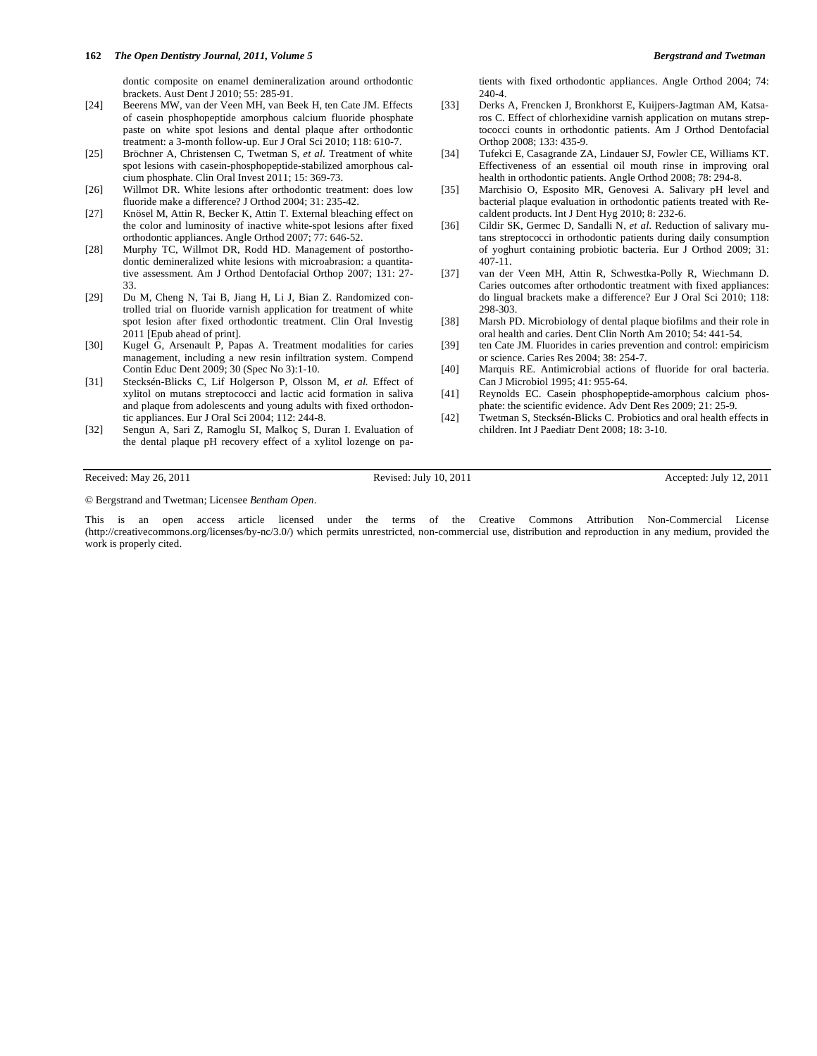dontic composite on enamel demineralization around orthodontic brackets. Aust Dent J 2010; 55: 285-91.

[24] Beerens MW, van der Veen MH, van Beek H, ten Cate JM. Effects of casein phosphopeptide amorphous calcium fluoride phosphate paste on white spot lesions and dental plaque after orthodontic treatment: a 3-month follow-up. Eur J Oral Sci 2010; 118: 610-7.

[25] Bröchner A, Christensen C, Twetman S, *et al.* Treatment of white spot lesions with casein-phosphopeptide-stabilized amorphous calcium phosphate. Clin Oral Invest 2011; 15: 369-73.

[26] Willmot DR. White lesions after orthodontic treatment: does low fluoride make a difference? J Orthod 2004; 31: 235-42.

[27] Knösel M, Attin R, Becker K, Attin T. External bleaching effect on the color and luminosity of inactive white-spot lesions after fixed orthodontic appliances. Angle Orthod 2007; 77: 646-52.

[28] Murphy TC, Willmot DR, Rodd HD. Management of postorthodontic demineralized white lesions with microabrasion: a quantitative assessment. Am J Orthod Dentofacial Orthop 2007; 131: 27-33.

[29] Du M, Cheng N, Tai B, Jiang H, Li J, Bian Z. Randomized controlled trial on fluoride varnish application for treatment of white spot lesion after fixed orthodontic treatment. Clin Oral Investig 2011 [Epub ahead of print].

[30] Kugel G, Arsenault P, Papas A. Treatment modalities for caries management, including a new resin infiltration system. Compend Contin Educ Dent 2009; 30 (Spec No 3):1-10.

[31] Stecksén-Blicks C, Lif Holgerson P, Olsson M, *et al.* Effect of xylitol on mutans streptococci and lactic acid formation in saliva and plaque from adolescents and young adults with fixed orthodontic appliances. Eur J Oral Sci 2004; 112: 244-8.

[32] Sengun A, Sari Z, Ramoglu SI, Malkoç S, Duran I. Evaluation of the dental plaque pH recovery effect of a xylitol lozenge on patients with fixed orthodontic appliances. Angle Orthod 2004; 74: 240-4.

[33] Derks A, Frencken J, Bronkhorst E, Kuijpers-Jagtman AM, Katsaros C. Effect of chlorhexidine varnish application on mutans streptococci counts in orthodontic patients. Am J Orthod Dentofacial Orthop 2008; 133: 435-9.

[34] Tufekci E, Casagrande ZA, Lindauer SJ, Fowler CE, Williams KT. Effectiveness of an essential oil mouth rinse in improving oral health in orthodontic patients. Angle Orthod 2008; 78: 294-8.

[35] Marchisio O, Esposito MR, Genovesi A. Salivary pH level and bacterial plaque evaluation in orthodontic patients treated with Recaldent products. Int J Dent Hyg 2010; 8: 232-6.

[36] Cildir SK, Germec D, Sandalli N, *et al.* Reduction of salivary mutans streptococci in orthodontic patients during daily consumption of yoghurt containing probiotic bacteria. Eur J Orthod 2009; 31: 407-11.

[37] van der Veen MH, Attin R, Schwestka-Polly R, Wiechmann D. Caries outcomes after orthodontic treatment with fixed appliances: do lingual brackets make a difference? Eur J Oral Sci 2010; 118: 298-303.

[38] Marsh PD. Microbiology of dental plaque biofilms and their role in oral health and caries. Dent Clin North Am 2010; 54: 441-54.

[39] ten Cate JM. Fluorides in caries prevention and control: empiricism or science. Caries Res 2004; 38: 254-7.

[40] Marquis RE. Antimicrobial actions of fluoride for oral bacteria. Can J Microbiol 1995; 41: 955-64.

[41] Reynolds EC. Casein phosphopeptide-amorphous calcium phosphate: the scientific evidence. Adv Dent Res 2009; 21: 25-9.

[42] Twetman S, Stecksén-Blicks C. Probiotics and oral health effects in children. Int J Paediatr Dent 2008; 18: 3-10.

---

Received: May 26, 2011 Revised: July 10, 2011 Accepted: July 12, 2011

© Bergstrand and Twetman; Licensee *Bentham Open*.

This is an open access article licensed under the terms of the Creative Commons Attribution Non-Commercial License (http://creativecommons.org/licenses/by-nc/3.0/) which permits unrestricted, non-commercial use, distribution and reproduction in any medium, provided the work is properly cited.